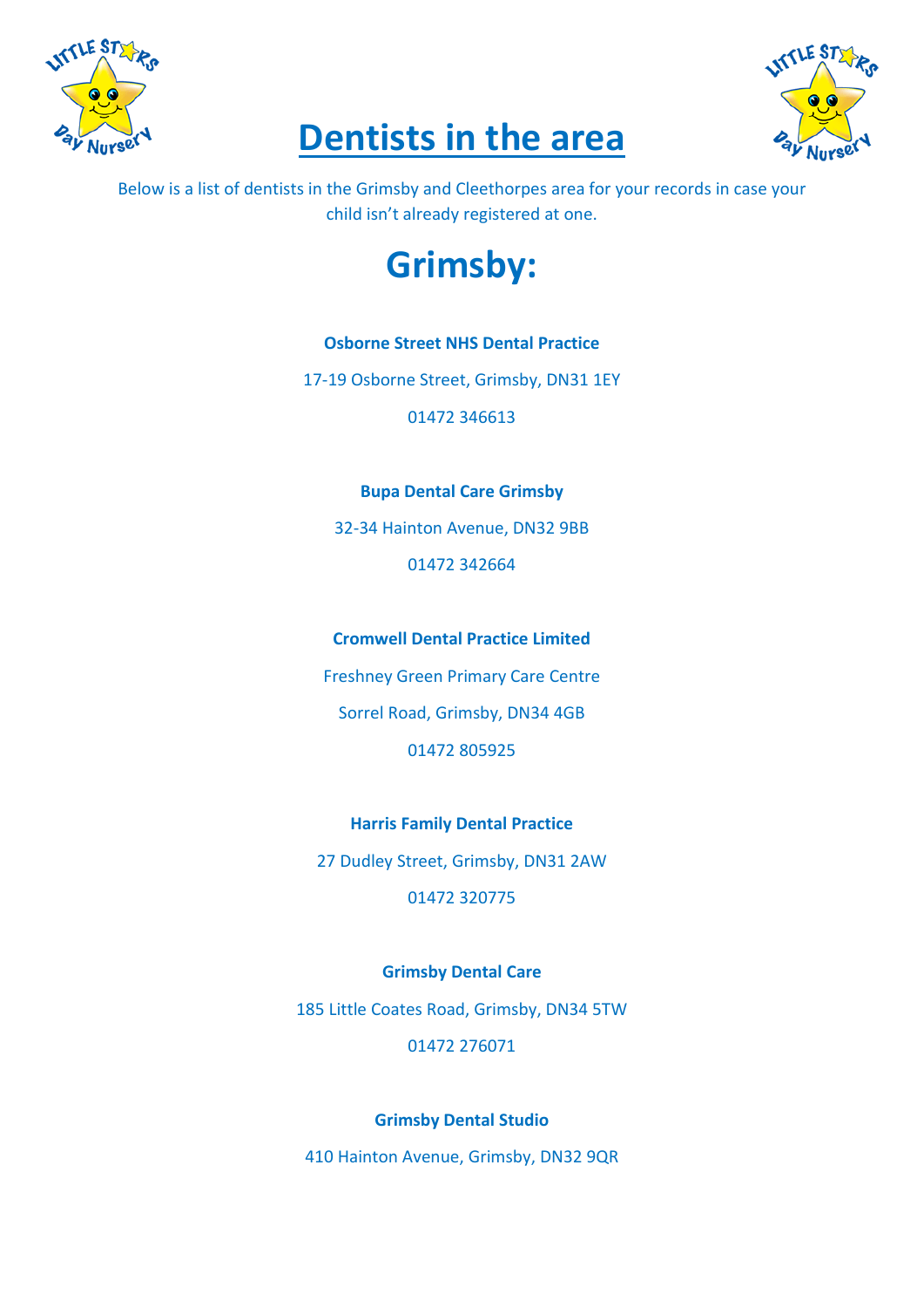# Dentists in the area

Below is a list of dentists in the Grimsby and Cleethorpes area for your records in case your child isn't already registered at one.

## Grimsby:

**Osborne Street NHS Dental Practice**

17-19 Osborne Street, Grimsby, DN31 1EY

01472 346613

**Bupa Dental Care Grimsby**

32-34 Hainton Avenue, DN32 9BB

01472 342664

**Cromwell Dental Practice Limited**

Freshney Green Primary Care Centre

Sorrel Road, Grimsby, DN34 4GB

01472 805925

**Harris Family Dental Practice**

27 Dudley Street, Grimsby, DN31 2AW

01472 320775

**Grimsby Dental Care**

185 Little Coates Road, Grimsby, DN34 5TW

01472 276071

**Grimsby Dental Studio**

410 Hainton Avenue, Grimsby, DN32 9QR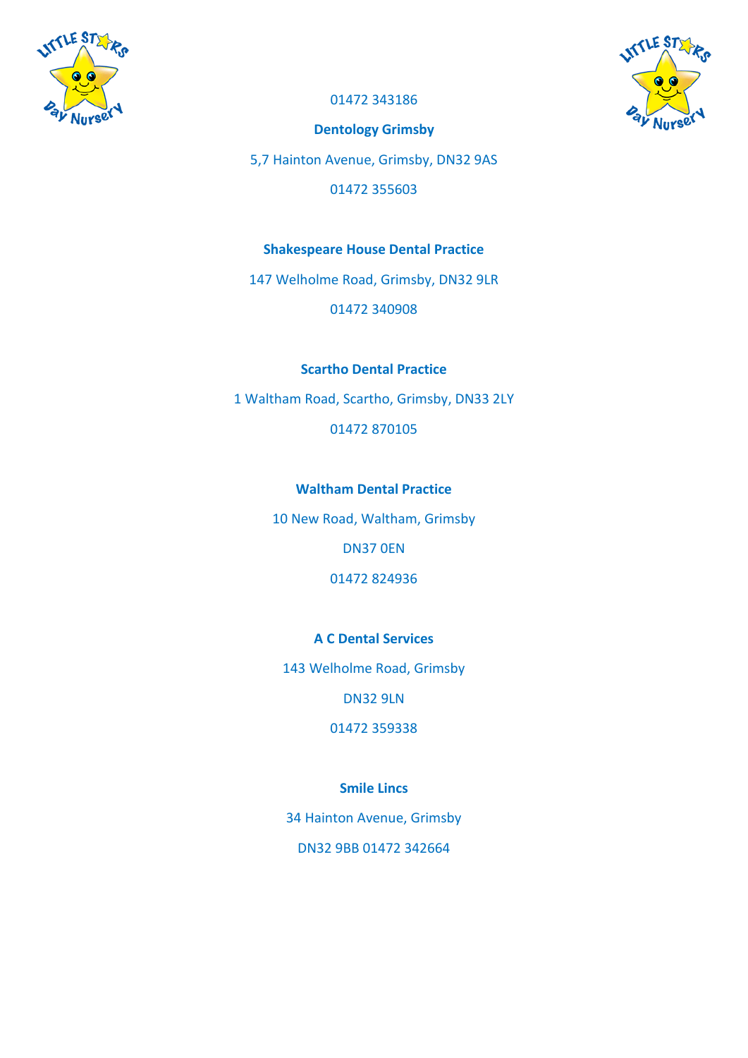01472 343186

**Dentology Grimsby**

5,7 Hainton Avenue, Grimsby, DN32 9AS

01472 355603

**Shakespeare House Dental Practice**

147 Welholme Road, Grimsby, DN32 9LR

01472 340908

**Scartho Dental Practice**

1 Waltham Road, Scartho, Grimsby, DN33 2LY

01472 870105

**Waltham Dental Practice**

10 New Road, Waltham, Grimsby

DN37 0EN

01472 824936

**A C Dental Services**

143 Welholme Road, Grimsby

DN32 9LN

01472 359338

**Smile Lincs**

34 Hainton Avenue, Grimsby

DN32 9BB 01472 342664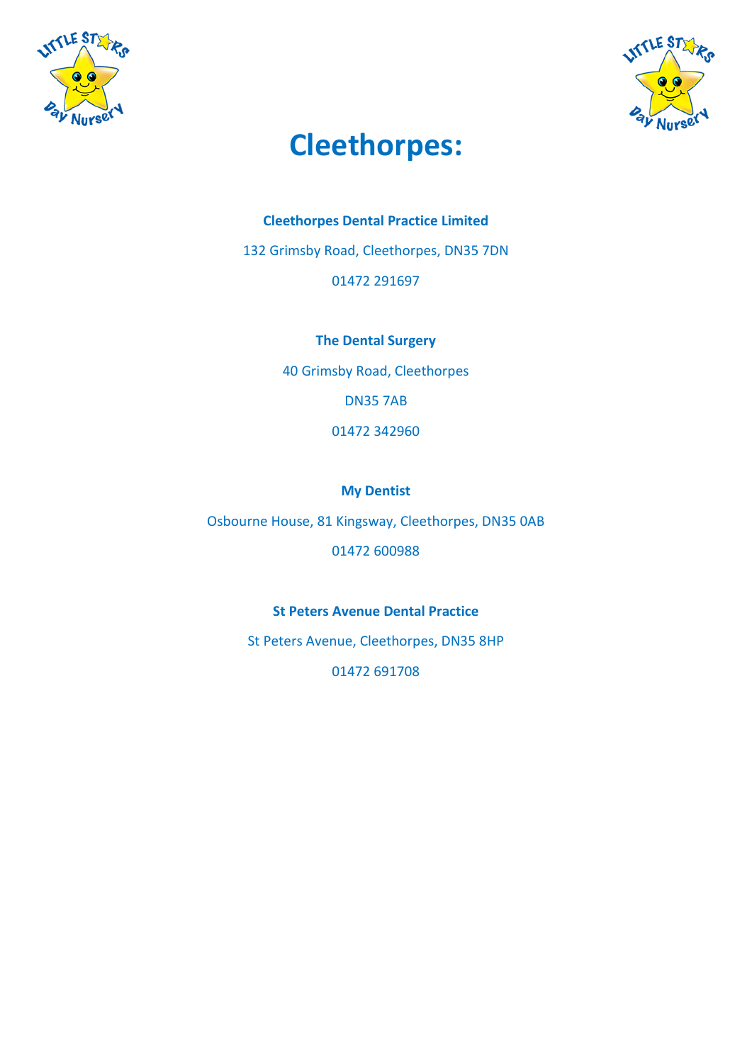# Cleethorpes:

**Cleethorpes Dental Practice Limited**

132 Grimsby Road, Cleethorpes, DN35 7DN

01472 291697

**The Dental Surgery**

40 Grimsby Road, Cleethorpes

DN35 7AB

01472 342960

**My Dentist**

Osbourne House, 81 Kingsway, Cleethorpes, DN35 0AB

01472 600988

**St Peters Avenue Dental Practice**

St Peters Avenue, Cleethorpes, DN35 8HP

01472 691708